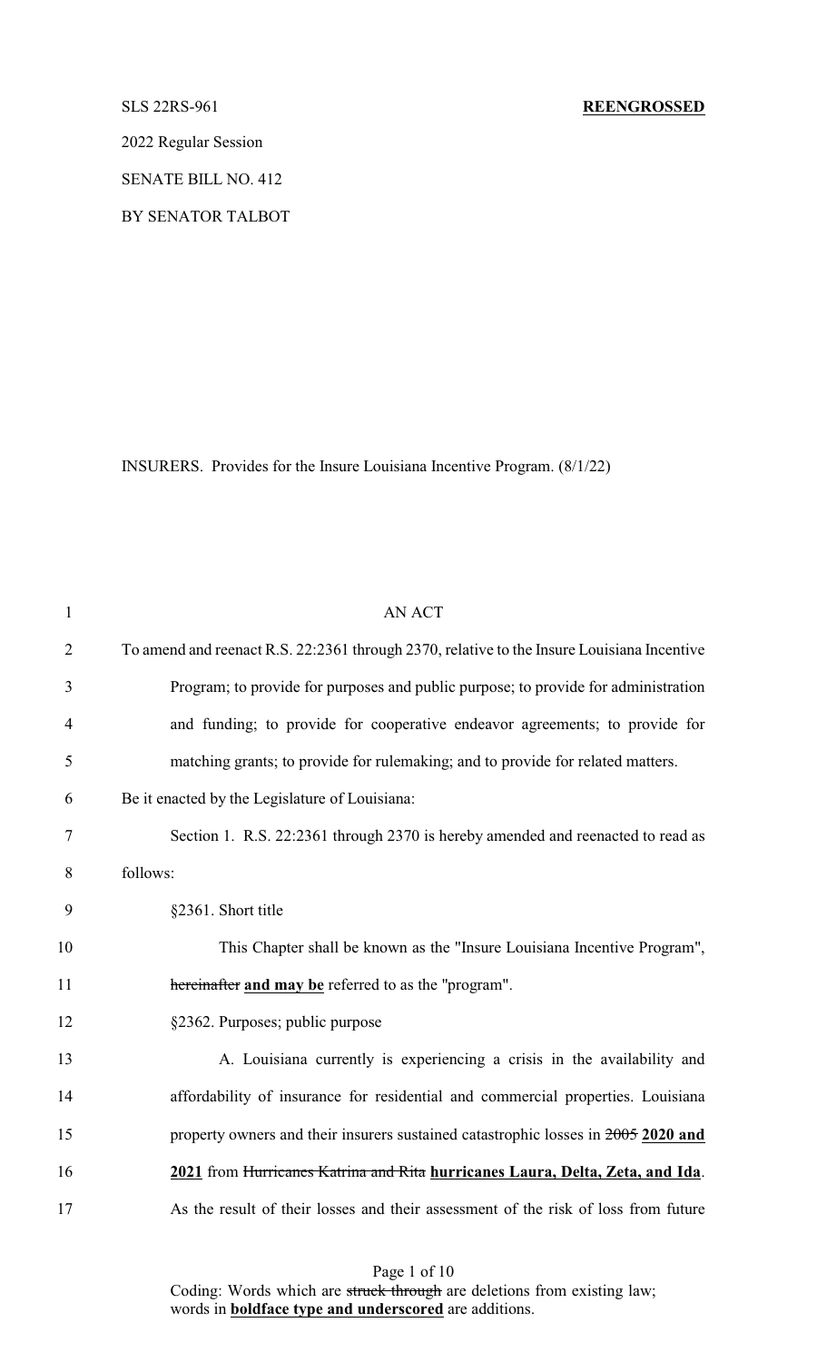SLS 22RS-961 **REENGROSSED**

2022 Regular Session

SENATE BILL NO. 412

BY SENATOR TALBOT

INSURERS. Provides for the Insure Louisiana Incentive Program. (8/1/22)

AN ACT

To amend and reenact R.S. 22:2361 through 2370, relative to the Insure Louisiana Incentive Program; to provide for purposes and public purpose; to provide for administration and funding; to provide for cooperative endeavor agreements; to provide for matching grants; to provide for rulemaking; and to provide for related matters.

Be it enacted by the Legislature of Louisiana:

Section 1. R.S. 22:2361 through 2370 is hereby amended and reenacted to read as follows:

§2361. Short title

This Chapter shall be known as the "Insure Louisiana Incentive Program", ~~hereinafter~~ **and may be** referred to as the "program".

§2362. Purposes; public purpose

A. Louisiana currently is experiencing a crisis in the availability and affordability of insurance for residential and commercial properties. Louisiana property owners and their insurers sustained catastrophic losses in ~~2005~~ **2020 and 2021** from ~~Hurricanes Katrina and Rita~~ **hurricanes Laura, Delta, Zeta, and Ida**. As the result of their losses and their assessment of the risk of loss from future

Coding: Words which are ~~struck through~~ are deletions from existing law; words in **boldface type and underscored** are additions.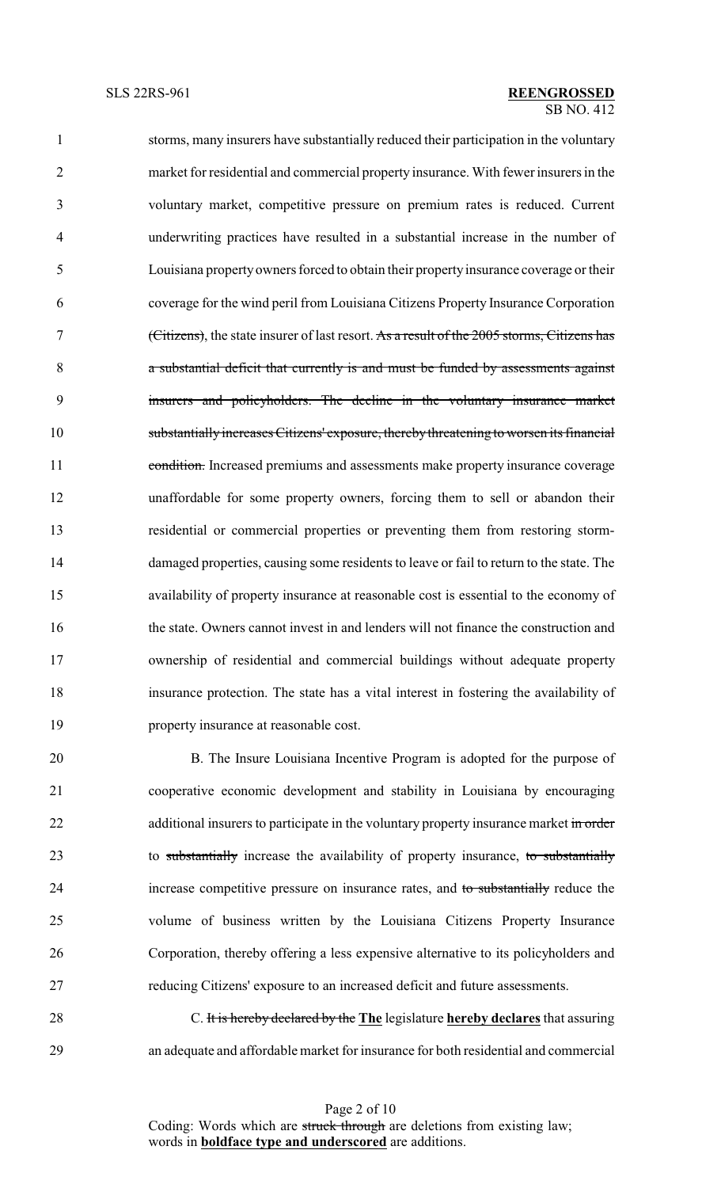storms, many insurers have substantially reduced their participation in the voluntary market for residential and commercial property insurance. With fewer insurers in the voluntary market, competitive pressure on premium rates is reduced. Current underwriting practices have resulted in a substantial increase in the number of Louisiana property owners forced to obtain their property insurance coverage or their coverage for the wind peril from Louisiana Citizens Property Insurance Corporation ~~(Citizens)~~, the state insurer of last resort. ~~As a result of the 2005 storms, Citizens has a substantial deficit that currently is and must be funded by assessments against insurers and policyholders. The decline in the voluntary insurance market substantially increases Citizens' exposure, thereby threatening to worsen its financial condition.~~ Increased premiums and assessments make property insurance coverage unaffordable for some property owners, forcing them to sell or abandon their residential or commercial properties or preventing them from restoring storm-damaged properties, causing some residents to leave or fail to return to the state. The availability of property insurance at reasonable cost is essential to the economy of the state. Owners cannot invest in and lenders will not finance the construction and ownership of residential and commercial buildings without adequate property insurance protection. The state has a vital interest in fostering the availability of property insurance at reasonable cost.

B. The Insure Louisiana Incentive Program is adopted for the purpose of cooperative economic development and stability in Louisiana by encouraging additional insurers to participate in the voluntary property insurance market ~~in order~~ to ~~substantially~~ increase the availability of property insurance, ~~to substantially~~ increase competitive pressure on insurance rates, and ~~to substantially~~ reduce the volume of business written by the Louisiana Citizens Property Insurance Corporation, thereby offering a less expensive alternative to its policyholders and reducing Citizens' exposure to an increased deficit and future assessments.

C. ~~It is hereby declared by the~~ **<u>The</u>** legislature **<u>hereby declares</u>** that assuring an adequate and affordable market for insurance for both residential and commercial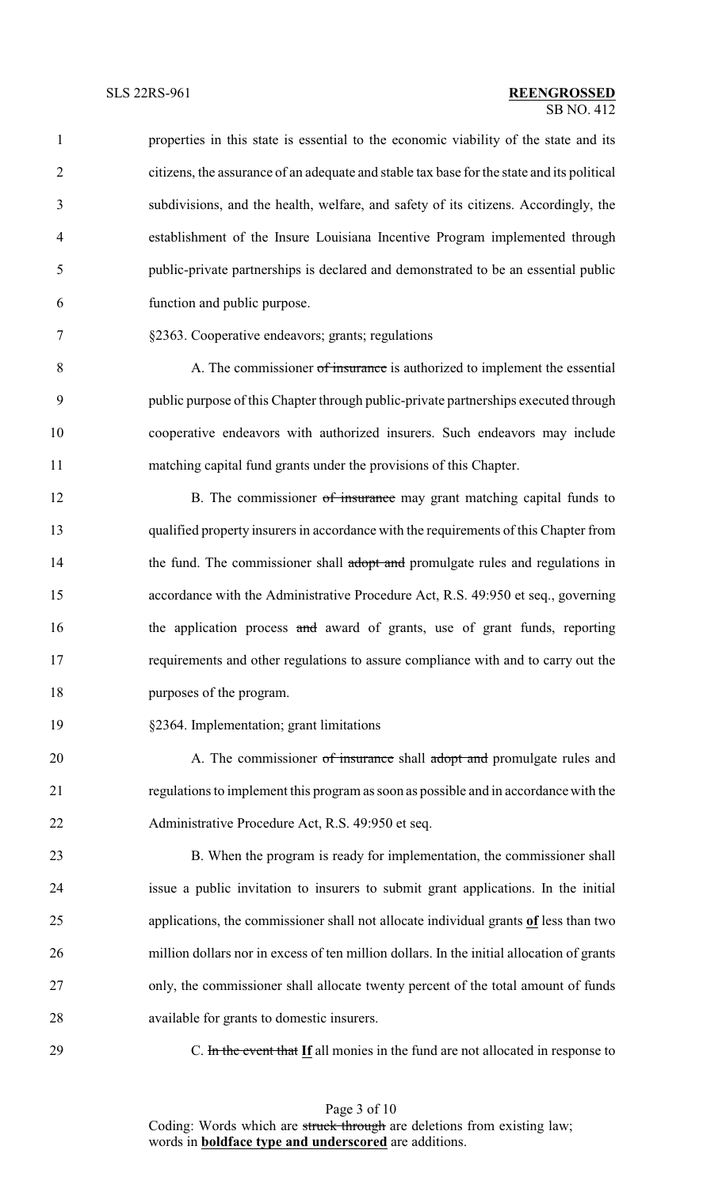properties in this state is essential to the economic viability of the state and its citizens, the assurance of an adequate and stable tax base for the state and its political subdivisions, and the health, welfare, and safety of its citizens. Accordingly, the establishment of the Insure Louisiana Incentive Program implemented through public-private partnerships is declared and demonstrated to be an essential public function and public purpose.

§2363. Cooperative endeavors; grants; regulations

A. The commissioner ~~of insurance~~ is authorized to implement the essential public purpose of this Chapter through public-private partnerships executed through cooperative endeavors with authorized insurers. Such endeavors may include matching capital fund grants under the provisions of this Chapter.

B. The commissioner ~~of insurance~~ may grant matching capital funds to qualified property insurers in accordance with the requirements of this Chapter from the fund. The commissioner shall ~~adopt and~~ promulgate rules and regulations in accordance with the Administrative Procedure Act, R.S. 49:950 et seq., governing the application process ~~and~~ award of grants, use of grant funds, reporting requirements and other regulations to assure compliance with and to carry out the purposes of the program.

§2364. Implementation; grant limitations

A. The commissioner ~~of insurance~~ shall ~~adopt and~~ promulgate rules and regulations to implement this program as soon as possible and in accordance with the Administrative Procedure Act, R.S. 49:950 et seq.

B. When the program is ready for implementation, the commissioner shall issue a public invitation to insurers to submit grant applications. In the initial applications, the commissioner shall not allocate individual grants **of** less than two million dollars nor in excess of ten million dollars. In the initial allocation of grants only, the commissioner shall allocate twenty percent of the total amount of funds available for grants to domestic insurers.

C. ~~In the event that~~ **If** all monies in the fund are not allocated in response to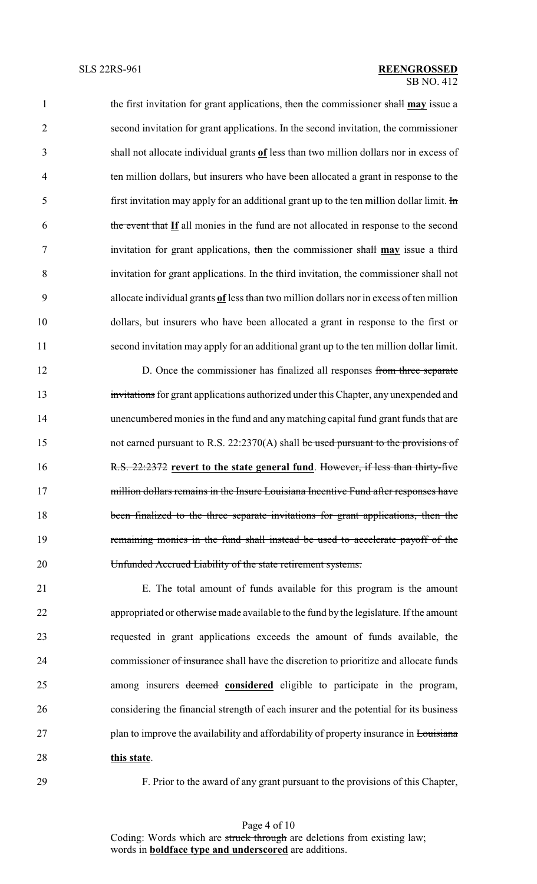the first invitation for grant applications, ~~then~~ the commissioner ~~shall~~ **<u>may</u>** issue a second invitation for grant applications. In the second invitation, the commissioner shall not allocate individual grants **<u>of</u>** less than two million dollars nor in excess of ten million dollars, but insurers who have been allocated a grant in response to the first invitation may apply for an additional grant up to the ten million dollar limit. ~~In the event that~~ **<u>If</u>** all monies in the fund are not allocated in response to the second invitation for grant applications, ~~then~~ the commissioner ~~shall~~ **<u>may</u>** issue a third invitation for grant applications. In the third invitation, the commissioner shall not allocate individual grants **<u>of</u>** less than two million dollars nor in excess of ten million dollars, but insurers who have been allocated a grant in response to the first or second invitation may apply for an additional grant up to the ten million dollar limit.

D. Once the commissioner has finalized all responses ~~from three separate invitations~~ for grant applications authorized under this Chapter, any unexpended and unencumbered monies in the fund and any matching capital fund grant funds that are not earned pursuant to R.S. 22:2370(A) shall ~~be used pursuant to the provisions of R.S. 22:2372~~ **<u>revert to the state general fund</u>**. ~~However, if less than thirty-five million dollars remains in the Insure Louisiana Incentive Fund after responses have been finalized to the three separate invitations for grant applications, then the remaining monies in the fund shall instead be used to accelerate payoff of the Unfunded Accrued Liability of the state retirement systems.~~

E. The total amount of funds available for this program is the amount appropriated or otherwise made available to the fund by the legislature. If the amount requested in grant applications exceeds the amount of funds available, the commissioner ~~of insurance~~ shall have the discretion to prioritize and allocate funds among insurers ~~deemed~~ **<u>considered</u>** eligible to participate in the program, considering the financial strength of each insurer and the potential for its business plan to improve the availability and affordability of property insurance in ~~Louisiana~~ **<u>this state</u>**.

F. Prior to the award of any grant pursuant to the provisions of this Chapter,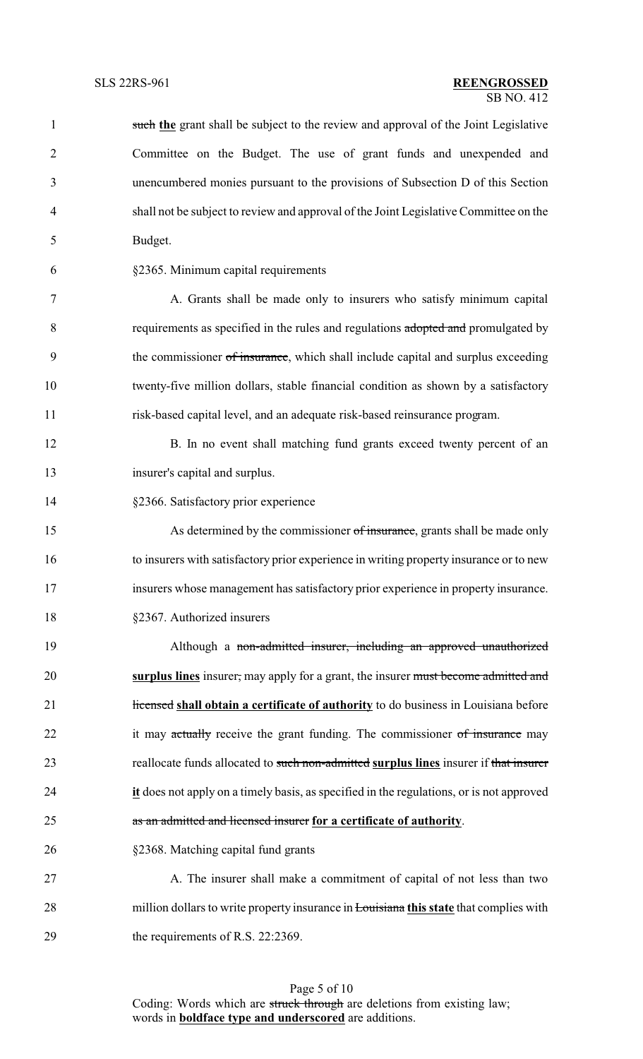~~such~~ **the** grant shall be subject to the review and approval of the Joint Legislative Committee on the Budget. The use of grant funds and unexpended and unencumbered monies pursuant to the provisions of Subsection D of this Section shall not be subject to review and approval of the Joint Legislative Committee on the Budget.

§2365. Minimum capital requirements

A. Grants shall be made only to insurers who satisfy minimum capital requirements as specified in the rules and regulations ~~adopted and~~ promulgated by the commissioner ~~of insurance~~, which shall include capital and surplus exceeding twenty-five million dollars, stable financial condition as shown by a satisfactory risk-based capital level, and an adequate risk-based reinsurance program.

B. In no event shall matching fund grants exceed twenty percent of an insurer's capital and surplus.

§2366. Satisfactory prior experience

As determined by the commissioner ~~of insurance~~, grants shall be made only to insurers with satisfactory prior experience in writing property insurance or to new insurers whose management has satisfactory prior experience in property insurance.

§2367. Authorized insurers

Although a ~~non-admitted insurer, including an approved unauthorized~~ **surplus lines** insurer~~,~~ may apply for a grant, the insurer ~~must become admitted and licensed~~ **shall obtain a certificate of authority** to do business in Louisiana before it may ~~actually~~ receive the grant funding. The commissioner ~~of insurance~~ may reallocate funds allocated to ~~such non-admitted~~ **surplus lines** insurer if ~~that insurer~~ **it** does not apply on a timely basis, as specified in the regulations, or is not approved ~~as an admitted and licensed insurer~~ **for a certificate of authority**.

§2368. Matching capital fund grants

A. The insurer shall make a commitment of capital of not less than two million dollars to write property insurance in ~~Louisiana~~ **this state** that complies with the requirements of R.S. 22:2369.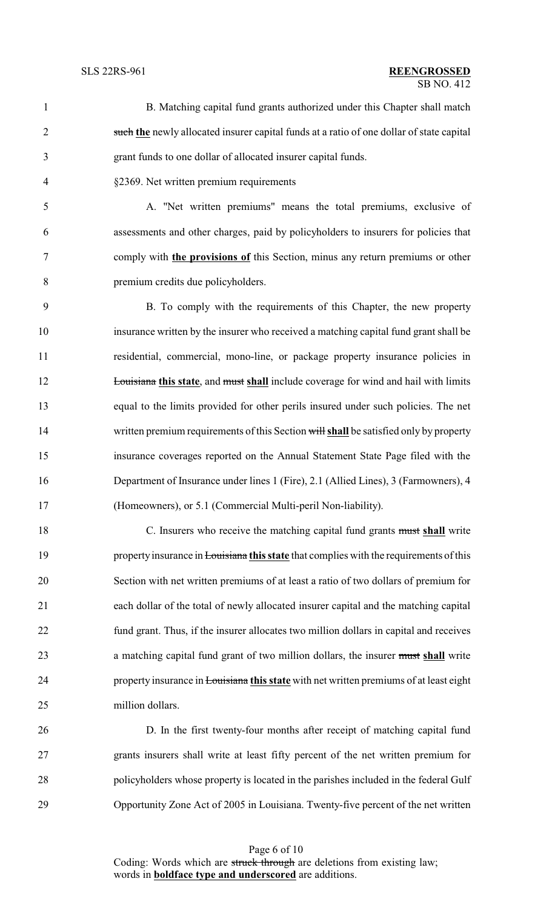B. Matching capital fund grants authorized under this Chapter shall match ~~such~~ **the** newly allocated insurer capital funds at a ratio of one dollar of state capital grant funds to one dollar of allocated insurer capital funds.

§2369. Net written premium requirements

A. "Net written premiums" means the total premiums, exclusive of assessments and other charges, paid by policyholders to insurers for policies that comply with **the provisions of** this Section, minus any return premiums or other premium credits due policyholders.

B. To comply with the requirements of this Chapter, the new property insurance written by the insurer who received a matching capital fund grant shall be residential, commercial, mono-line, or package property insurance policies in ~~Louisiana~~ **this state**, and ~~must~~ **shall** include coverage for wind and hail with limits equal to the limits provided for other perils insured under such policies. The net written premium requirements of this Section ~~will~~ **shall** be satisfied only by property insurance coverages reported on the Annual Statement State Page filed with the Department of Insurance under lines 1 (Fire), 2.1 (Allied Lines), 3 (Farmowners), 4 (Homeowners), or 5.1 (Commercial Multi-peril Non-liability).

C. Insurers who receive the matching capital fund grants ~~must~~ **shall** write property insurance in ~~Louisiana~~ **this state** that complies with the requirements of this Section with net written premiums of at least a ratio of two dollars of premium for each dollar of the total of newly allocated insurer capital and the matching capital fund grant. Thus, if the insurer allocates two million dollars in capital and receives a matching capital fund grant of two million dollars, the insurer ~~must~~ **shall** write property insurance in ~~Louisiana~~ **this state** with net written premiums of at least eight million dollars.

D. In the first twenty-four months after receipt of matching capital fund grants insurers shall write at least fifty percent of the net written premium for policyholders whose property is located in the parishes included in the federal Gulf Opportunity Zone Act of 2005 in Louisiana. Twenty-five percent of the net written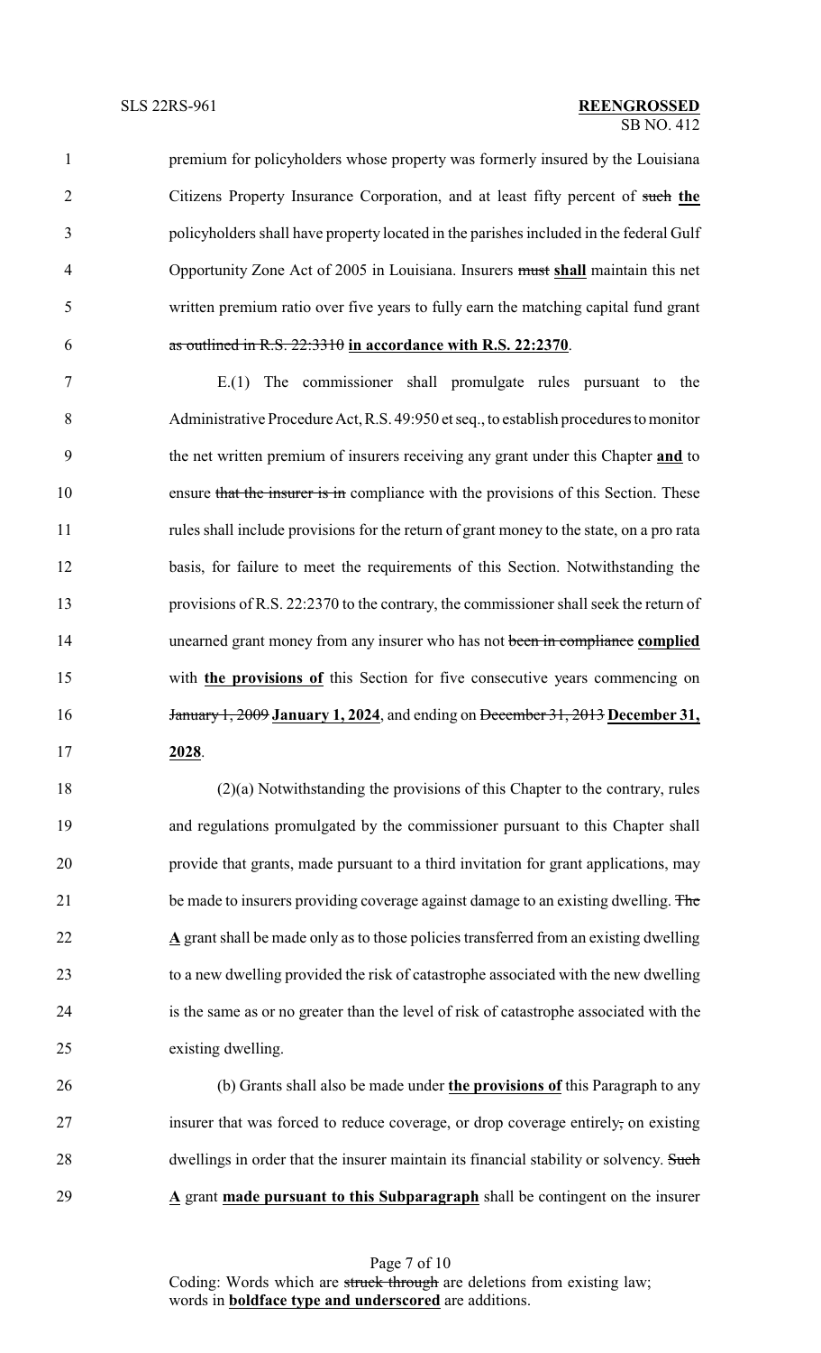premium for policyholders whose property was formerly insured by the Louisiana Citizens Property Insurance Corporation, and at least fifty percent of ~~such~~ **the** policyholders shall have property located in the parishes included in the federal Gulf Opportunity Zone Act of 2005 in Louisiana. Insurers ~~must~~ **shall** maintain this net written premium ratio over five years to fully earn the matching capital fund grant ~~as outlined in R.S. 22:3310~~ **in accordance with R.S. 22:2370**.

E.(1) The commissioner shall promulgate rules pursuant to the Administrative Procedure Act, R.S. 49:950 et seq., to establish procedures to monitor the net written premium of insurers receiving any grant under this Chapter **and** to ensure ~~that the insurer is in~~ compliance with the provisions of this Section. These rules shall include provisions for the return of grant money to the state, on a pro rata basis, for failure to meet the requirements of this Section. Notwithstanding the provisions of R.S. 22:2370 to the contrary, the commissioner shall seek the return of unearned grant money from any insurer who has not ~~been in compliance~~ **complied** with **the provisions of** this Section for five consecutive years commencing on ~~January 1, 2009~~ **January 1, 2024**, and ending on ~~December 31, 2013~~ **December 31, 2028**.

(2)(a) Notwithstanding the provisions of this Chapter to the contrary, rules and regulations promulgated by the commissioner pursuant to this Chapter shall provide that grants, made pursuant to a third invitation for grant applications, may be made to insurers providing coverage against damage to an existing dwelling. ~~The~~ **A** grant shall be made only as to those policies transferred from an existing dwelling to a new dwelling provided the risk of catastrophe associated with the new dwelling is the same as or no greater than the level of risk of catastrophe associated with the existing dwelling.

(b) Grants shall also be made under **the provisions of** this Paragraph to any insurer that was forced to reduce coverage, or drop coverage entirely~~,~~ on existing dwellings in order that the insurer maintain its financial stability or solvency. ~~Such~~ **A** grant **made pursuant to this Subparagraph** shall be contingent on the insurer

Coding: Words which are ~~struck through~~ are deletions from existing law; words in **boldface type and underscored** are additions.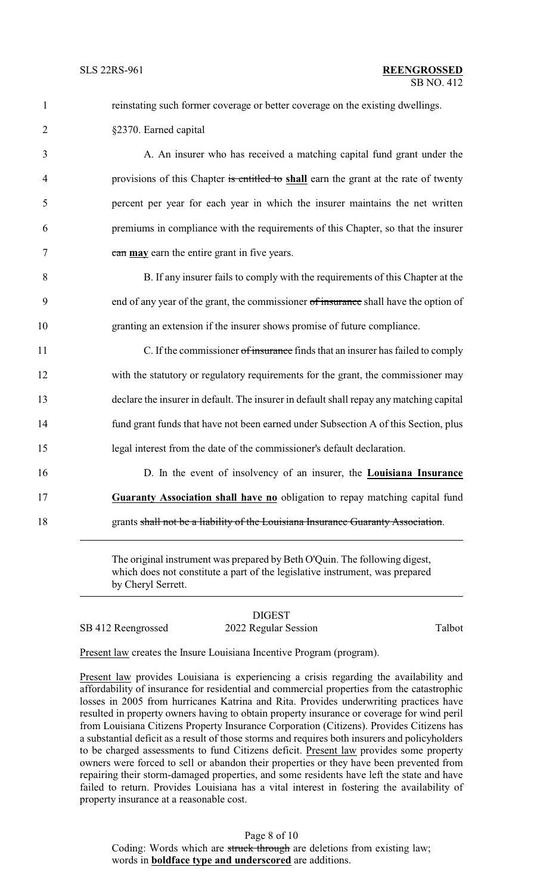reinstating such former coverage or better coverage on the existing dwellings.

§2370. Earned capital

A. An insurer who has received a matching capital fund grant under the provisions of this Chapter ~~is entitled to~~ **shall** earn the grant at the rate of twenty percent per year for each year in which the insurer maintains the net written premiums in compliance with the requirements of this Chapter, so that the insurer ~~can~~ **may** earn the entire grant in five years.

B. If any insurer fails to comply with the requirements of this Chapter at the end of any year of the grant, the commissioner ~~of insurance~~ shall have the option of granting an extension if the insurer shows promise of future compliance.

C. If the commissioner ~~of insurance~~ finds that an insurer has failed to comply with the statutory or regulatory requirements for the grant, the commissioner may declare the insurer in default. The insurer in default shall repay any matching capital fund grant funds that have not been earned under Subsection A of this Section, plus legal interest from the date of the commissioner's default declaration.

D. In the event of insolvency of an insurer, the **Louisiana Insurance Guaranty Association shall have no** obligation to repay matching capital fund grants ~~shall not be a liability of the Louisiana Insurance Guaranty Association~~.

---

The original instrument was prepared by Beth O'Quin. The following digest, which does not constitute a part of the legislative instrument, was prepared by Cheryl Serrett.

---

DIGEST

SB 412 Reengrossed | 2022 Regular Session | Talbot

Present law creates the Insure Louisiana Incentive Program (program).

Present law provides Louisiana is experiencing a crisis regarding the availability and affordability of insurance for residential and commercial properties from the catastrophic losses in 2005 from hurricanes Katrina and Rita. Provides underwriting practices have resulted in property owners having to obtain property insurance or coverage for wind peril from Louisiana Citizens Property Insurance Corporation (Citizens). Provides Citizens has a substantial deficit as a result of those storms and requires both insurers and policyholders to be charged assessments to fund Citizens deficit. Present law provides some property owners were forced to sell or abandon their properties or they have been prevented from repairing their storm-damaged properties, and some residents have left the state and have failed to return. Provides Louisiana has a vital interest in fostering the availability of property insurance at a reasonable cost.

Coding: Words which are ~~struck through~~ are deletions from existing law; words in **boldface type and underscored** are additions.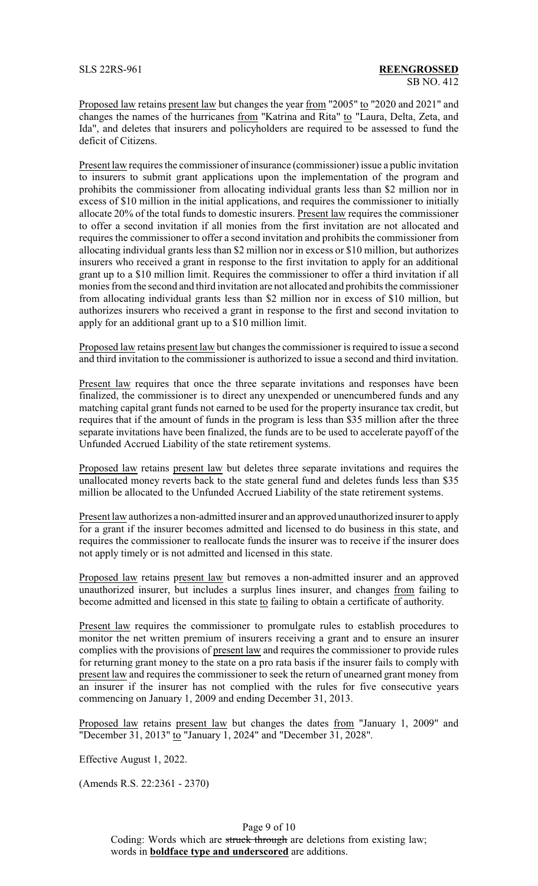Proposed law retains present law but changes the year from "2005" to "2020 and 2021" and changes the names of the hurricanes from "Katrina and Rita" to "Laura, Delta, Zeta, and Ida", and deletes that insurers and policyholders are required to be assessed to fund the deficit of Citizens.

Present law requires the commissioner of insurance (commissioner) issue a public invitation to insurers to submit grant applications upon the implementation of the program and prohibits the commissioner from allocating individual grants less than $2 million nor in excess of $10 million in the initial applications, and requires the commissioner to initially allocate 20% of the total funds to domestic insurers. Present law requires the commissioner to offer a second invitation if all monies from the first invitation are not allocated and requires the commissioner to offer a second invitation and prohibits the commissioner from allocating individual grants less than $2 million nor in excess or $10 million, but authorizes insurers who received a grant in response to the first invitation to apply for an additional grant up to a $10 million limit. Requires the commissioner to offer a third invitation if all monies from the second and third invitation are not allocated and prohibits the commissioner from allocating individual grants less than $2 million nor in excess of $10 million, but authorizes insurers who received a grant in response to the first and second invitation to apply for an additional grant up to a $10 million limit.

Proposed law retains present law but changes the commissioner is required to issue a second and third invitation to the commissioner is authorized to issue a second and third invitation.

Present law requires that once the three separate invitations and responses have been finalized, the commissioner is to direct any unexpended or unencumbered funds and any matching capital grant funds not earned to be used for the property insurance tax credit, but requires that if the amount of funds in the program is less than $35 million after the three separate invitations have been finalized, the funds are to be used to accelerate payoff of the Unfunded Accrued Liability of the state retirement systems.

Proposed law retains present law but deletes three separate invitations and requires the unallocated money reverts back to the state general fund and deletes funds less than $35 million be allocated to the Unfunded Accrued Liability of the state retirement systems.

Present law authorizes a non-admitted insurer and an approved unauthorized insurer to apply for a grant if the insurer becomes admitted and licensed to do business in this state, and requires the commissioner to reallocate funds the insurer was to receive if the insurer does not apply timely or is not admitted and licensed in this state.

Proposed law retains present law but removes a non-admitted insurer and an approved unauthorized insurer, but includes a surplus lines insurer, and changes from failing to become admitted and licensed in this state to failing to obtain a certificate of authority.

Present law requires the commissioner to promulgate rules to establish procedures to monitor the net written premium of insurers receiving a grant and to ensure an insurer complies with the provisions of present law and requires the commissioner to provide rules for returning grant money to the state on a pro rata basis if the insurer fails to comply with present law and requires the commissioner to seek the return of unearned grant money from an insurer if the insurer has not complied with the rules for five consecutive years commencing on January 1, 2009 and ending December 31, 2013.

Proposed law retains present law but changes the dates from "January 1, 2009" and "December 31, 2013" to "January 1, 2024" and "December 31, 2028".

Effective August 1, 2022.

(Amends R.S. 22:2361 - 2370)

Coding: Words which are ~~struck through~~ are deletions from existing law; words in **boldface type and underscored** are additions.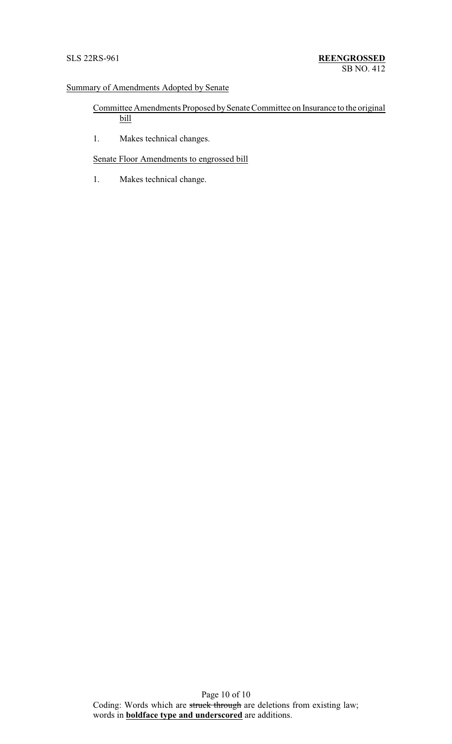Summary of Amendments Adopted by Senate

Committee Amendments Proposed by Senate Committee on Insurance to the original bill

1. Makes technical changes.

Senate Floor Amendments to engrossed bill

1. Makes technical change.